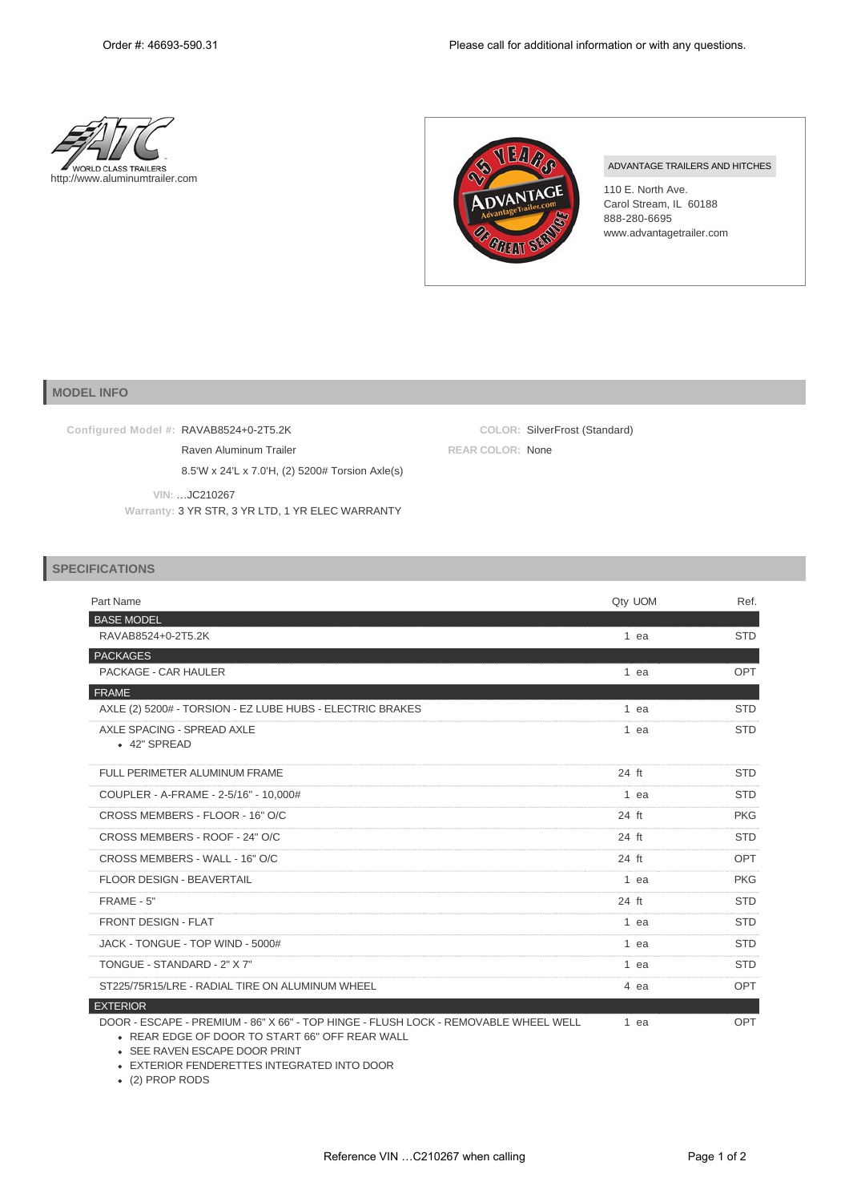Order #: 46693-590.31

Please call for additional information or with any questions.

WORLD CLASS TRAILERS
http://www.aluminumtrailer.com

ADVANTAGE TRAILERS AND HITCHES
110 E. North Ave.
Carol Stream, IL 60188
888-280-6695
www.advantagetrailer.com

## MODEL INFO

**Configured Model #:** RAVAB8524+0-2T5.2K
Raven Aluminum Trailer
8.5'W x 24'L x 7.0'H, (2) 5200# Torsion Axle(s)

**COLOR:** SilverFrost (Standard)
**REAR COLOR:** None

**VIN:** …JC210267
**Warranty:** 3 YR STR, 3 YR LTD, 1 YR ELEC WARRANTY

## SPECIFICATIONS

| Part Name | Qty | UOM | Ref. |
|---|---|---|---|
| **BASE MODEL** | | | |
| RAVAB8524+0-2T5.2K | 1 | ea | STD |
| **PACKAGES** | | | |
| PACKAGE - CAR HAULER | 1 | ea | OPT |
| **FRAME** | | | |
| AXLE (2) 5200# - TORSION - EZ LUBE HUBS - ELECTRIC BRAKES | 1 | ea | STD |
| AXLE SPACING - SPREAD AXLE<br>• 42" SPREAD | 1 | ea | STD |
| FULL PERIMETER ALUMINUM FRAME | 24 | ft | STD |
| COUPLER - A-FRAME - 2-5/16" - 10,000# | 1 | ea | STD |
| CROSS MEMBERS - FLOOR - 16" O/C | 24 | ft | PKG |
| CROSS MEMBERS - ROOF - 24" O/C | 24 | ft | STD |
| CROSS MEMBERS - WALL - 16" O/C | 24 | ft | OPT |
| FLOOR DESIGN - BEAVERTAIL | 1 | ea | PKG |
| FRAME - 5" | 24 | ft | STD |
| FRONT DESIGN - FLAT | 1 | ea | STD |
| JACK - TONGUE - TOP WIND - 5000# | 1 | ea | STD |
| TONGUE - STANDARD - 2" X 7" | 1 | ea | STD |
| ST225/75R15/LRE - RADIAL TIRE ON ALUMINUM WHEEL | 4 | ea | OPT |
| **EXTERIOR** | | | |
| DOOR - ESCAPE - PREMIUM - 86" X 66" - TOP HINGE - FLUSH LOCK - REMOVABLE WHEEL WELL<br>• REAR EDGE OF DOOR TO START 66" OFF REAR WALL<br>• SEE RAVEN ESCAPE DOOR PRINT<br>• EXTERIOR FENDERETTES INTEGRATED INTO DOOR<br>• (2) PROP RODS | 1 | ea | OPT |

Reference VIN …C210267 when calling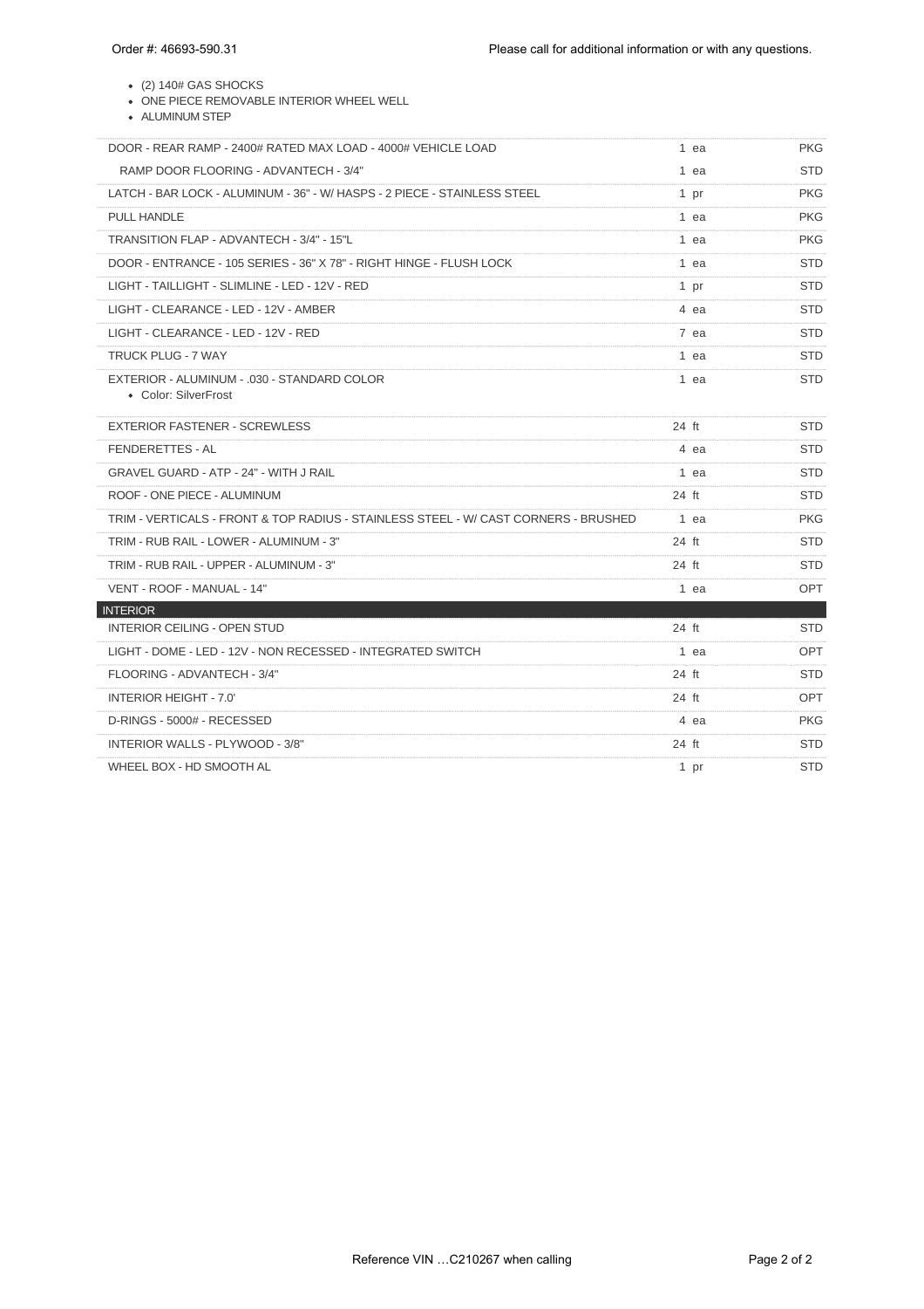- (2) 140# GAS SHOCKS
- ONE PIECE REMOVABLE INTERIOR WHEEL WELL
- ALUMINUM STEP

| | | |
|---|---|---|
| DOOR - REAR RAMP - 2400# RATED MAX LOAD - 4000# VEHICLE LOAD | 1 ea | PKG |
| RAMP DOOR FLOORING - ADVANTECH - 3/4" | 1 ea | STD |
| LATCH - BAR LOCK - ALUMINUM - 36" - W/ HASPS - 2 PIECE - STAINLESS STEEL | 1 pr | PKG |
| PULL HANDLE | 1 ea | PKG |
| TRANSITION FLAP - ADVANTECH - 3/4" - 15"L | 1 ea | PKG |
| DOOR - ENTRANCE - 105 SERIES - 36" X 78" - RIGHT HINGE - FLUSH LOCK | 1 ea | STD |
| LIGHT - TAILLIGHT - SLIMLINE - LED - 12V - RED | 1 pr | STD |
| LIGHT - CLEARANCE - LED - 12V - AMBER | 4 ea | STD |
| LIGHT - CLEARANCE - LED - 12V - RED | 7 ea | STD |
| TRUCK PLUG - 7 WAY | 1 ea | STD |
| EXTERIOR - ALUMINUM - .030 - STANDARD COLOR<br>• Color: SilverFrost | 1 ea | STD |
| EXTERIOR FASTENER - SCREWLESS | 24 ft | STD |
| FENDERETTES - AL | 4 ea | STD |
| GRAVEL GUARD - ATP - 24" - WITH J RAIL | 1 ea | STD |
| ROOF - ONE PIECE - ALUMINUM | 24 ft | STD |
| TRIM - VERTICALS - FRONT & TOP RADIUS - STAINLESS STEEL - W/ CAST CORNERS - BRUSHED | 1 ea | PKG |
| TRIM - RUB RAIL - LOWER - ALUMINUM - 3" | 24 ft | STD |
| TRIM - RUB RAIL - UPPER - ALUMINUM - 3" | 24 ft | STD |
| VENT - ROOF - MANUAL - 14" | 1 ea | OPT |
| **INTERIOR** | | |
| INTERIOR CEILING - OPEN STUD | 24 ft | STD |
| LIGHT - DOME - LED - 12V - NON RECESSED - INTEGRATED SWITCH | 1 ea | OPT |
| FLOORING - ADVANTECH - 3/4" | 24 ft | STD |
| INTERIOR HEIGHT - 7.0' | 24 ft | OPT |
| D-RINGS - 5000# - RECESSED | 4 ea | PKG |
| INTERIOR WALLS - PLYWOOD - 3/8" | 24 ft | STD |
| WHEEL BOX - HD SMOOTH AL | 1 pr | STD |